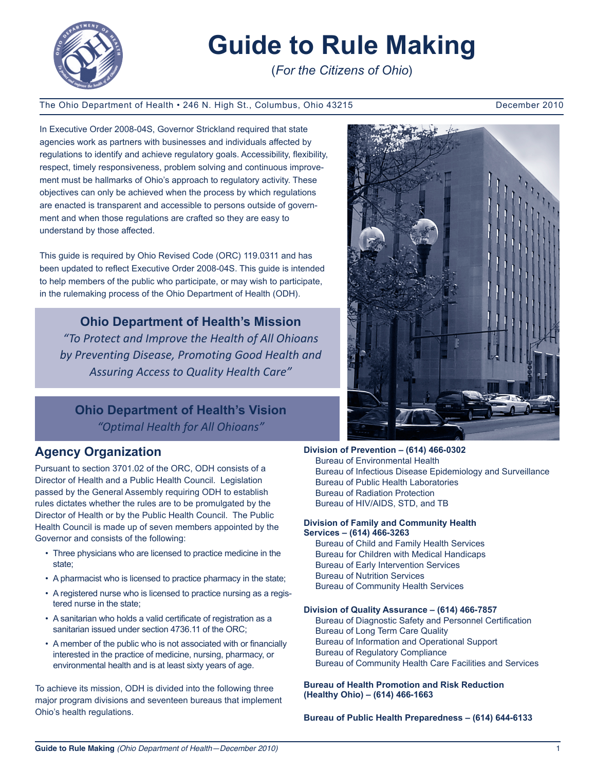# Guide to Rule Making

(*For the Citizens of Ohio*)

The Ohio Department of Health • 246 N. High St., Columbus, Ohio 43215 December 2010

In Executive Order 2008-04S, Governor Strickland required that state agencies work as partners with businesses and individuals affected by regulations to identify and achieve regulatory goals. Accessibility, flexibility, respect, timely responsiveness, problem solving and continuous improvement must be hallmarks of Ohio's approach to regulatory activity. These objectives can only be achieved when the process by which regulations are enacted is transparent and accessible to persons outside of government and when those regulations are crafted so they are easy to understand by those affected.

This guide is required by Ohio Revised Code (ORC) 119.0311 and has been updated to reflect Executive Order 2008-04S. This guide is intended to help members of the public who participate, or may wish to participate, in the rulemaking process of the Ohio Department of Health (ODH).

### Ohio Department of Health's Mission

*"To Protect and Improve the Health of All Ohioans by Preventing Disease, Promoting Good Health and Assuring Access to Quality Health Care"*

### Ohio Department of Health's Vision

*"Optimal Health for All Ohioans"*

## Agency Organization

Pursuant to section 3701.02 of the ORC, ODH consists of a Director of Health and a Public Health Council. Legislation passed by the General Assembly requiring ODH to establish rules dictates whether the rules are to be promulgated by the Director of Health or by the Public Health Council. The Public Health Council is made up of seven members appointed by the Governor and consists of the following:

- Three physicians who are licensed to practice medicine in the state;
- A pharmacist who is licensed to practice pharmacy in the state;
- A registered nurse who is licensed to practice nursing as a registered nurse in the state;
- A sanitarian who holds a valid certificate of registration as a sanitarian issued under section 4736.11 of the ORC;
- A member of the public who is not associated with or financially interested in the practice of medicine, nursing, pharmacy, or environmental health and is at least sixty years of age.

To achieve its mission, ODH is divided into the following three major program divisions and seventeen bureaus that implement Ohio's health regulations.

**Division of Prevention – (614) 466-0302**
- Bureau of Environmental Health
- Bureau of Infectious Disease Epidemiology and Surveillance
- Bureau of Public Health Laboratories
- Bureau of Radiation Protection
- Bureau of HIV/AIDS, STD, and TB

**Division of Family and Community Health Services – (614) 466-3263**
- Bureau of Child and Family Health Services
- Bureau for Children with Medical Handicaps
- Bureau of Early Intervention Services
- Bureau of Nutrition Services
- Bureau of Community Health Services

**Division of Quality Assurance – (614) 466-7857**
- Bureau of Diagnostic Safety and Personnel Certification
- Bureau of Long Term Care Quality
- Bureau of Information and Operational Support
- Bureau of Regulatory Compliance
- Bureau of Community Health Care Facilities and Services

**Bureau of Health Promotion and Risk Reduction (Healthy Ohio) – (614) 466-1663**

**Bureau of Public Health Preparedness – (614) 644-6133**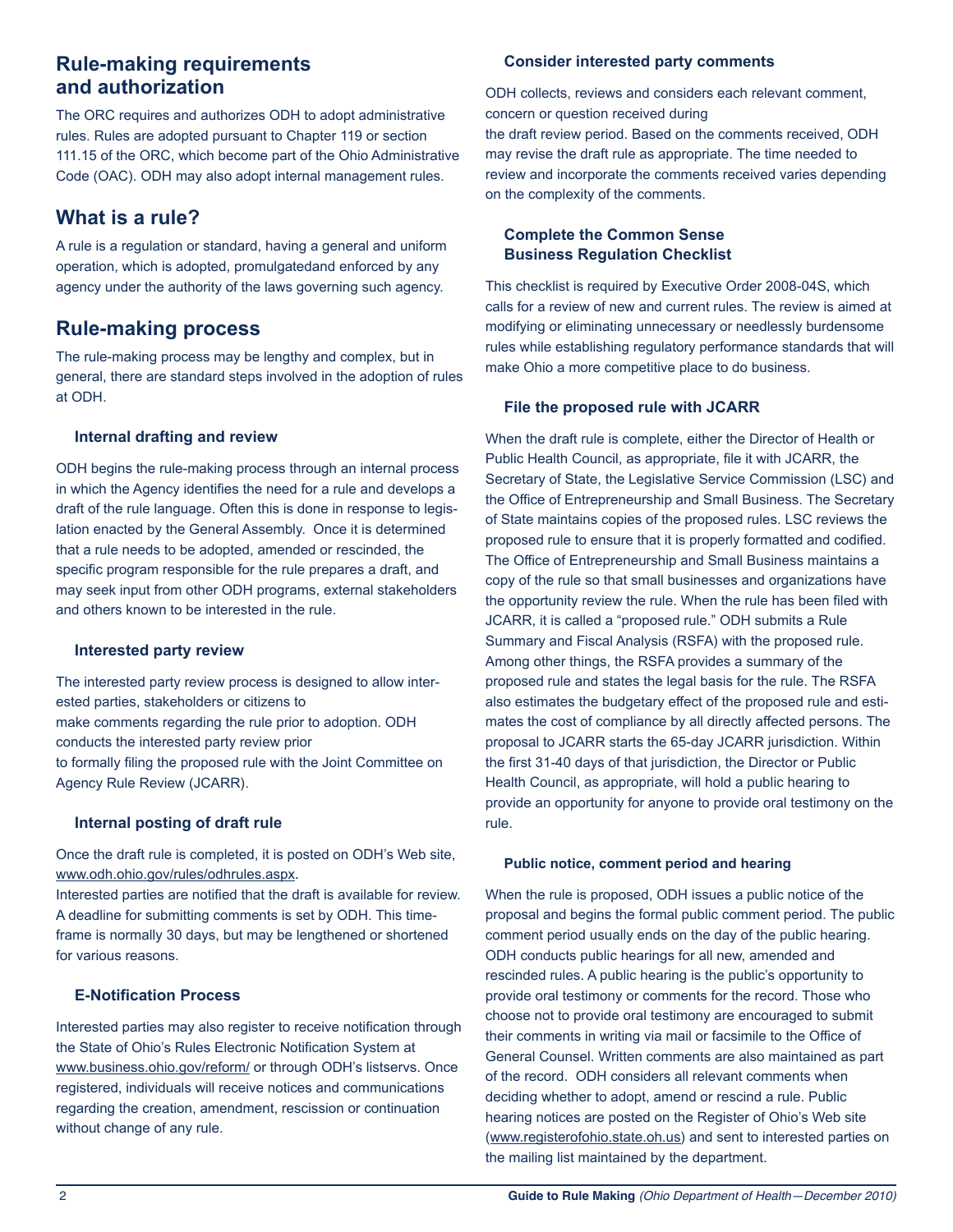## Rule-making requirements and authorization

The ORC requires and authorizes ODH to adopt administrative rules. Rules are adopted pursuant to Chapter 119 or section 111.15 of the ORC, which become part of the Ohio Administrative Code (OAC). ODH may also adopt internal management rules.

## What is a rule?

A rule is a regulation or standard, having a general and uniform operation, which is adopted, promulgatedand enforced by any agency under the authority of the laws governing such agency.

## Rule-making process

The rule-making process may be lengthy and complex, but in general, there are standard steps involved in the adoption of rules at ODH.

### Internal drafting and review

ODH begins the rule-making process through an internal process in which the Agency identifies the need for a rule and develops a draft of the rule language. Often this is done in response to legislation enacted by the General Assembly. Once it is determined that a rule needs to be adopted, amended or rescinded, the specific program responsible for the rule prepares a draft, and may seek input from other ODH programs, external stakeholders and others known to be interested in the rule.

### Interested party review

The interested party review process is designed to allow interested parties, stakeholders or citizens to make comments regarding the rule prior to adoption. ODH conducts the interested party review prior to formally filing the proposed rule with the Joint Committee on Agency Rule Review (JCARR).

### Internal posting of draft rule

Once the draft rule is completed, it is posted on ODH's Web site, www.odh.ohio.gov/rules/odhrules.aspx.
Interested parties are notified that the draft is available for review. A deadline for submitting comments is set by ODH. This timeframe is normally 30 days, but may be lengthened or shortened for various reasons.

### E-Notification Process

Interested parties may also register to receive notification through the State of Ohio's Rules Electronic Notification System at www.business.ohio.gov/reform/ or through ODH's listservs. Once registered, individuals will receive notices and communications regarding the creation, amendment, rescission or continuation without change of any rule.

### Consider interested party comments

ODH collects, reviews and considers each relevant comment, concern or question received during the draft review period. Based on the comments received, ODH may revise the draft rule as appropriate. The time needed to review and incorporate the comments received varies depending on the complexity of the comments.

### Complete the Common Sense Business Regulation Checklist

This checklist is required by Executive Order 2008-04S, which calls for a review of new and current rules. The review is aimed at modifying or eliminating unnecessary or needlessly burdensome rules while establishing regulatory performance standards that will make Ohio a more competitive place to do business.

### File the proposed rule with JCARR

When the draft rule is complete, either the Director of Health or Public Health Council, as appropriate, file it with JCARR, the Secretary of State, the Legislative Service Commission (LSC) and the Office of Entrepreneurship and Small Business. The Secretary of State maintains copies of the proposed rules. LSC reviews the proposed rule to ensure that it is properly formatted and codified. The Office of Entrepreneurship and Small Business maintains a copy of the rule so that small businesses and organizations have the opportunity review the rule. When the rule has been filed with JCARR, it is called a "proposed rule." ODH submits a Rule Summary and Fiscal Analysis (RSFA) with the proposed rule. Among other things, the RSFA provides a summary of the proposed rule and states the legal basis for the rule. The RSFA also estimates the budgetary effect of the proposed rule and estimates the cost of compliance by all directly affected persons. The proposal to JCARR starts the 65-day JCARR jurisdiction. Within the first 31-40 days of that jurisdiction, the Director or Public Health Council, as appropriate, will hold a public hearing to provide an opportunity for anyone to provide oral testimony on the rule.

### Public notice, comment period and hearing

When the rule is proposed, ODH issues a public notice of the proposal and begins the formal public comment period. The public comment period usually ends on the day of the public hearing. ODH conducts public hearings for all new, amended and rescinded rules. A public hearing is the public's opportunity to provide oral testimony or comments for the record. Those who choose not to provide oral testimony are encouraged to submit their comments in writing via mail or facsimile to the Office of General Counsel. Written comments are also maintained as part of the record. ODH considers all relevant comments when deciding whether to adopt, amend or rescind a rule. Public hearing notices are posted on the Register of Ohio's Web site (www.registerofohio.state.oh.us) and sent to interested parties on the mailing list maintained by the department.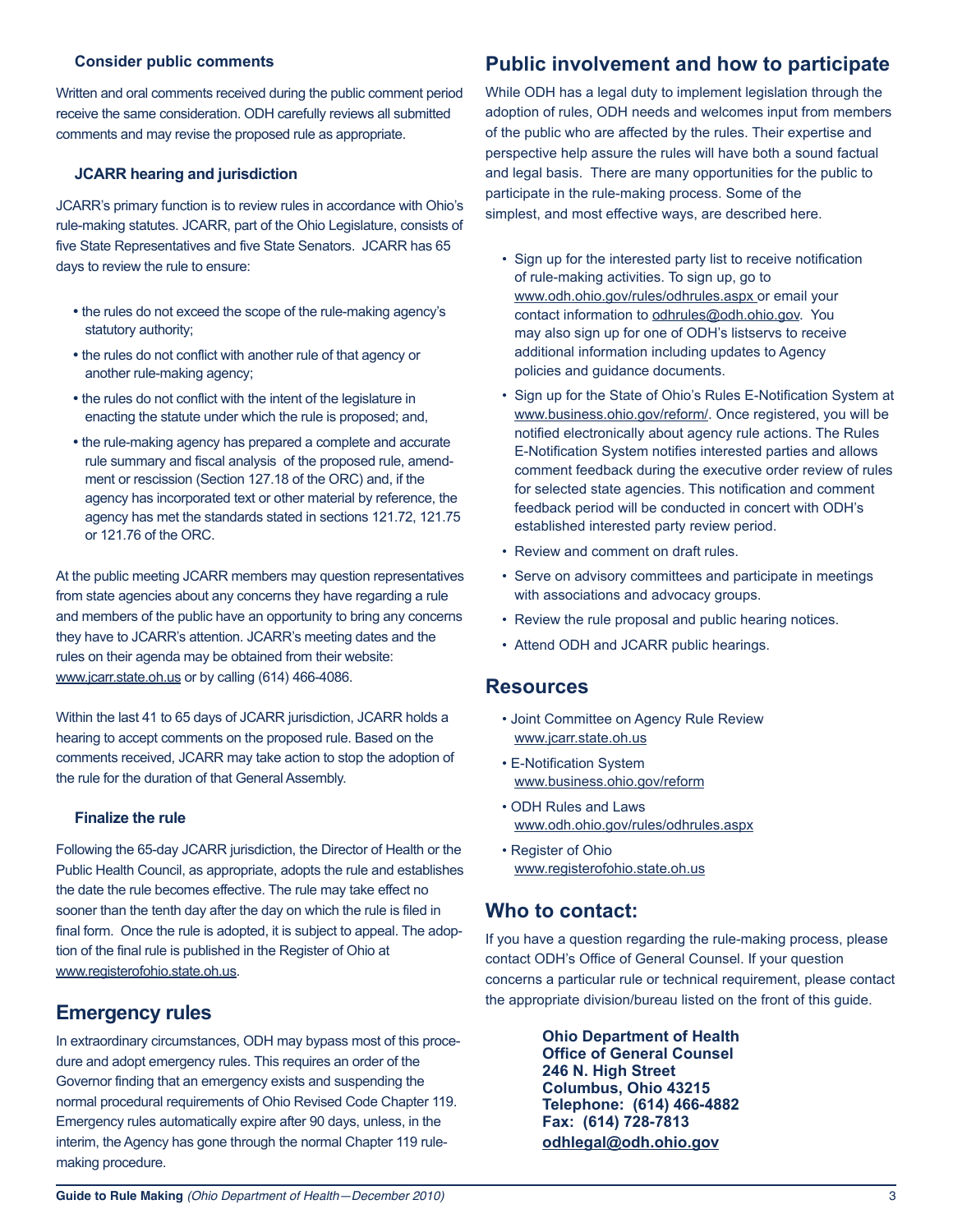### Consider public comments

Written and oral comments received during the public comment period receive the same consideration. ODH carefully reviews all submitted comments and may revise the proposed rule as appropriate.

### JCARR hearing and jurisdiction

JCARR's primary function is to review rules in accordance with Ohio's rule-making statutes. JCARR, part of the Ohio Legislature, consists of five State Representatives and five State Senators. JCARR has 65 days to review the rule to ensure:

- the rules do not exceed the scope of the rule-making agency's statutory authority;
- the rules do not conflict with another rule of that agency or another rule-making agency;
- the rules do not conflict with the intent of the legislature in enacting the statute under which the rule is proposed; and,
- the rule-making agency has prepared a complete and accurate rule summary and fiscal analysis of the proposed rule, amendment or rescission (Section 127.18 of the ORC) and, if the agency has incorporated text or other material by reference, the agency has met the standards stated in sections 121.72, 121.75 or 121.76 of the ORC.

At the public meeting JCARR members may question representatives from state agencies about any concerns they have regarding a rule and members of the public have an opportunity to bring any concerns they have to JCARR's attention. JCARR's meeting dates and the rules on their agenda may be obtained from their website: www.jcarr.state.oh.us or by calling (614) 466-4086.

Within the last 41 to 65 days of JCARR jurisdiction, JCARR holds a hearing to accept comments on the proposed rule. Based on the comments received, JCARR may take action to stop the adoption of the rule for the duration of that General Assembly.

### Finalize the rule

Following the 65-day JCARR jurisdiction, the Director of Health or the Public Health Council, as appropriate, adopts the rule and establishes the date the rule becomes effective. The rule may take effect no sooner than the tenth day after the day on which the rule is filed in final form. Once the rule is adopted, it is subject to appeal. The adoption of the final rule is published in the Register of Ohio at www.registerofohio.state.oh.us.

## Emergency rules

In extraordinary circumstances, ODH may bypass most of this procedure and adopt emergency rules. This requires an order of the Governor finding that an emergency exists and suspending the normal procedural requirements of Ohio Revised Code Chapter 119. Emergency rules automatically expire after 90 days, unless, in the interim, the Agency has gone through the normal Chapter 119 rule-making procedure.

## Public involvement and how to participate

While ODH has a legal duty to implement legislation through the adoption of rules, ODH needs and welcomes input from members of the public who are affected by the rules. Their expertise and perspective help assure the rules will have both a sound factual and legal basis. There are many opportunities for the public to participate in the rule-making process. Some of the simplest, and most effective ways, are described here.

- Sign up for the interested party list to receive notification of rule-making activities. To sign up, go to www.odh.ohio.gov/rules/odhrules.aspx or email your contact information to odhrules@odh.ohio.gov. You may also sign up for one of ODH's listservs to receive additional information including updates to Agency policies and guidance documents.
- Sign up for the State of Ohio's Rules E-Notification System at www.business.ohio.gov/reform/. Once registered, you will be notified electronically about agency rule actions. The Rules E-Notification System notifies interested parties and allows comment feedback during the executive order review of rules for selected state agencies. This notification and comment feedback period will be conducted in concert with ODH's established interested party review period.
- Review and comment on draft rules.
- Serve on advisory committees and participate in meetings with associations and advocacy groups.
- Review the rule proposal and public hearing notices.
- Attend ODH and JCARR public hearings.

## Resources

- Joint Committee on Agency Rule Review
  www.jcarr.state.oh.us
- E-Notification System
  www.business.ohio.gov/reform
- ODH Rules and Laws
  www.odh.ohio.gov/rules/odhrules.aspx
- Register of Ohio
  www.registerofohio.state.oh.us

## Who to contact:

If you have a question regarding the rule-making process, please contact ODH's Office of General Counsel. If your question concerns a particular rule or technical requirement, please contact the appropriate division/bureau listed on the front of this guide.

**Ohio Department of Health**
**Office of General Counsel**
**246 N. High Street**
**Columbus, Ohio 43215**
**Telephone: (614) 466-4882**
**Fax: (614) 728-7813**
**odhlegal@odh.ohio.gov**